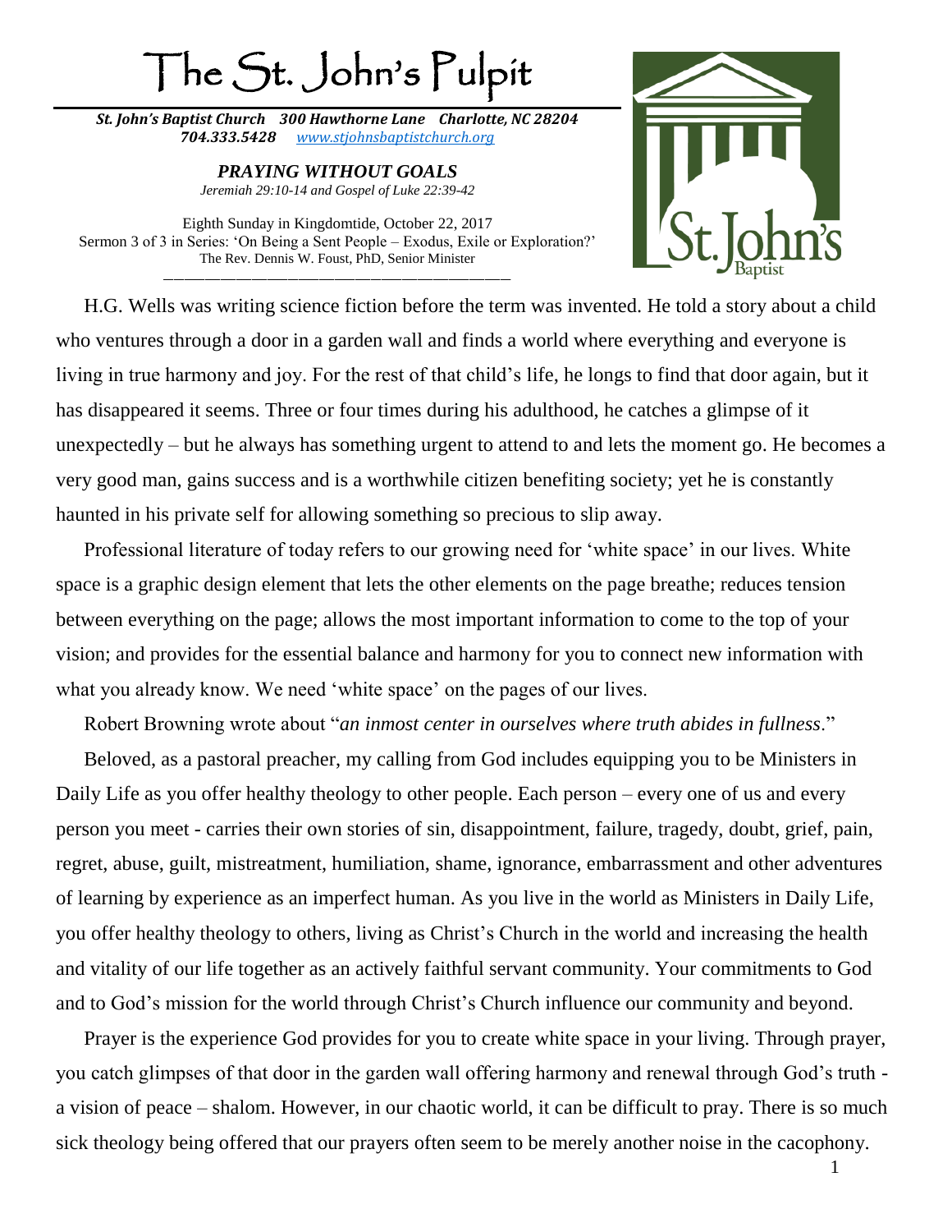# The St. John's Pulpit

***St. John's Baptist Church 300 Hawthorne Lane Charlotte, NC 28204***
***704.333.5428 [www.stjohnsbaptistchurch.org](http://www.stjohnsbaptistchurch.org)***

## *PRAYING WITHOUT GOALS*

*Jeremiah 29:10-14 and Gospel of Luke 22:39-42*

Eighth Sunday in Kingdomtide, October 22, 2017
Sermon 3 of 3 in Series: 'On Being a Sent People – Exodus, Exile or Exploration?'
The Rev. Dennis W. Foust, PhD, Senior Minister

---

H.G. Wells was writing science fiction before the term was invented. He told a story about a child who ventures through a door in a garden wall and finds a world where everything and everyone is living in true harmony and joy. For the rest of that child's life, he longs to find that door again, but it has disappeared it seems. Three or four times during his adulthood, he catches a glimpse of it unexpectedly – but he always has something urgent to attend to and lets the moment go. He becomes a very good man, gains success and is a worthwhile citizen benefiting society; yet he is constantly haunted in his private self for allowing something so precious to slip away.

Professional literature of today refers to our growing need for 'white space' in our lives. White space is a graphic design element that lets the other elements on the page breathe; reduces tension between everything on the page; allows the most important information to come to the top of your vision; and provides for the essential balance and harmony for you to connect new information with what you already know. We need 'white space' on the pages of our lives.

Robert Browning wrote about "*an inmost center in ourselves where truth abides in fullness*."

Beloved, as a pastoral preacher, my calling from God includes equipping you to be Ministers in Daily Life as you offer healthy theology to other people. Each person – every one of us and every person you meet - carries their own stories of sin, disappointment, failure, tragedy, doubt, grief, pain, regret, abuse, guilt, mistreatment, humiliation, shame, ignorance, embarrassment and other adventures of learning by experience as an imperfect human. As you live in the world as Ministers in Daily Life, you offer healthy theology to others, living as Christ's Church in the world and increasing the health and vitality of our life together as an actively faithful servant community. Your commitments to God and to God's mission for the world through Christ's Church influence our community and beyond.

Prayer is the experience God provides for you to create white space in your living. Through prayer, you catch glimpses of that door in the garden wall offering harmony and renewal through God's truth - a vision of peace – shalom. However, in our chaotic world, it can be difficult to pray. There is so much sick theology being offered that our prayers often seem to be merely another noise in the cacophony.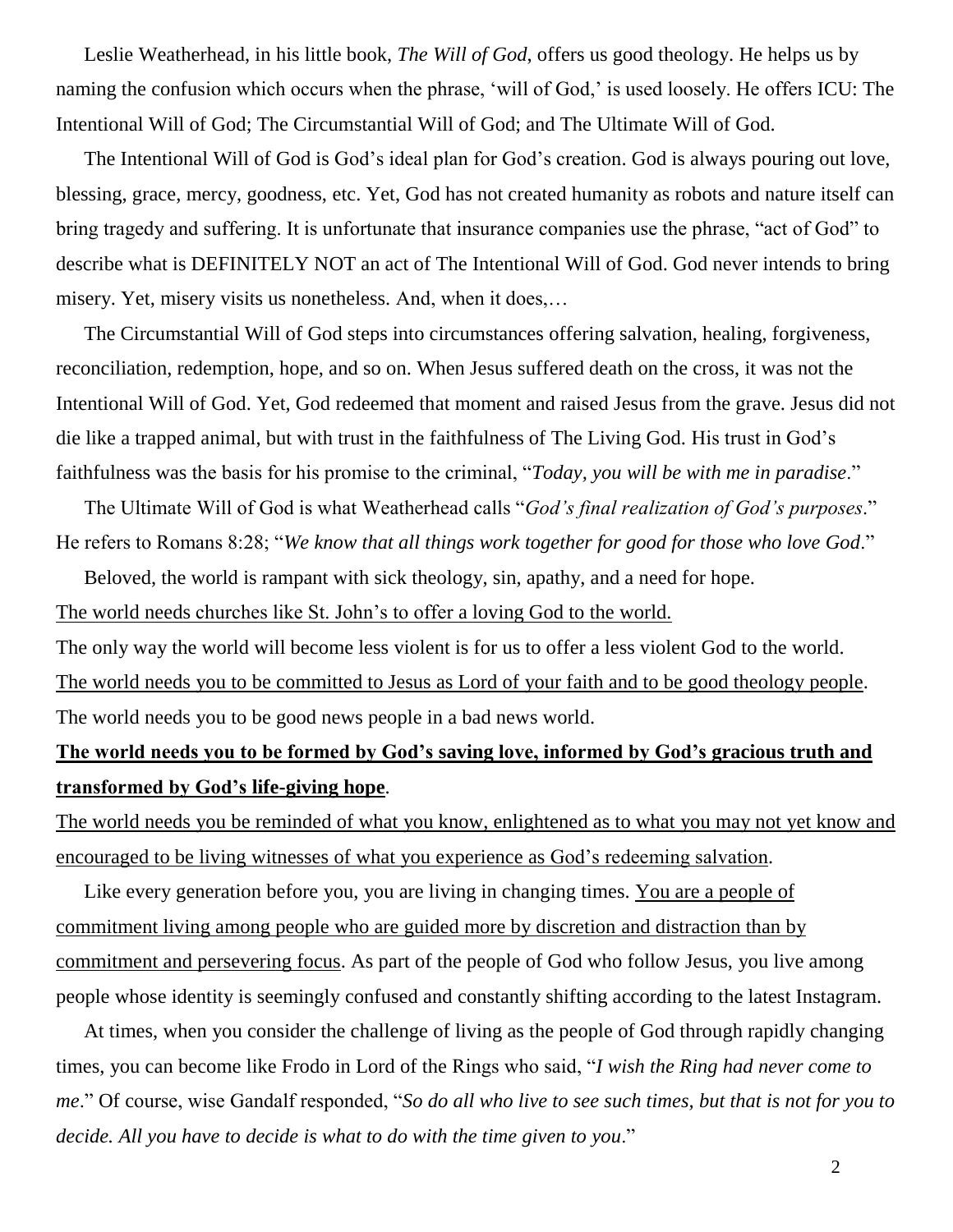Leslie Weatherhead, in his little book, *The Will of God*, offers us good theology. He helps us by naming the confusion which occurs when the phrase, 'will of God,' is used loosely. He offers ICU: The Intentional Will of God; The Circumstantial Will of God; and The Ultimate Will of God.

The Intentional Will of God is God's ideal plan for God's creation. God is always pouring out love, blessing, grace, mercy, goodness, etc. Yet, God has not created humanity as robots and nature itself can bring tragedy and suffering. It is unfortunate that insurance companies use the phrase, "act of God" to describe what is DEFINITELY NOT an act of The Intentional Will of God. God never intends to bring misery. Yet, misery visits us nonetheless. And, when it does,…

The Circumstantial Will of God steps into circumstances offering salvation, healing, forgiveness, reconciliation, redemption, hope, and so on. When Jesus suffered death on the cross, it was not the Intentional Will of God. Yet, God redeemed that moment and raised Jesus from the grave. Jesus did not die like a trapped animal, but with trust in the faithfulness of The Living God. His trust in God's faithfulness was the basis for his promise to the criminal, "*Today, you will be with me in paradise*."

The Ultimate Will of God is what Weatherhead calls "*God's final realization of God's purposes*." He refers to Romans 8:28; "*We know that all things work together for good for those who love God*."

Beloved, the world is rampant with sick theology, sin, apathy, and a need for hope.

<u>The world needs churches like St. John's to offer a loving God to the world.</u>

The only way the world will become less violent is for us to offer a less violent God to the world.

<u>The world needs you to be committed to Jesus as Lord of your faith and to be good theology people</u>.

The world needs you to be good news people in a bad news world.

<u>**The world needs you to be formed by God's saving love, informed by God's gracious truth and transformed by God's life-giving hope**</u>.

<u>The world needs you be reminded of what you know, enlightened as to what you may not yet know and encouraged to be living witnesses of what you experience as God's redeeming salvation</u>.

Like every generation before you, you are living in changing times. <u>You are a people of commitment living among people who are guided more by discretion and distraction than by commitment and persevering focus</u>. As part of the people of God who follow Jesus, you live among people whose identity is seemingly confused and constantly shifting according to the latest Instagram.

At times, when you consider the challenge of living as the people of God through rapidly changing times, you can become like Frodo in Lord of the Rings who said, "*I wish the Ring had never come to me*." Of course, wise Gandalf responded, "*So do all who live to see such times, but that is not for you to decide. All you have to decide is what to do with the time given to you*."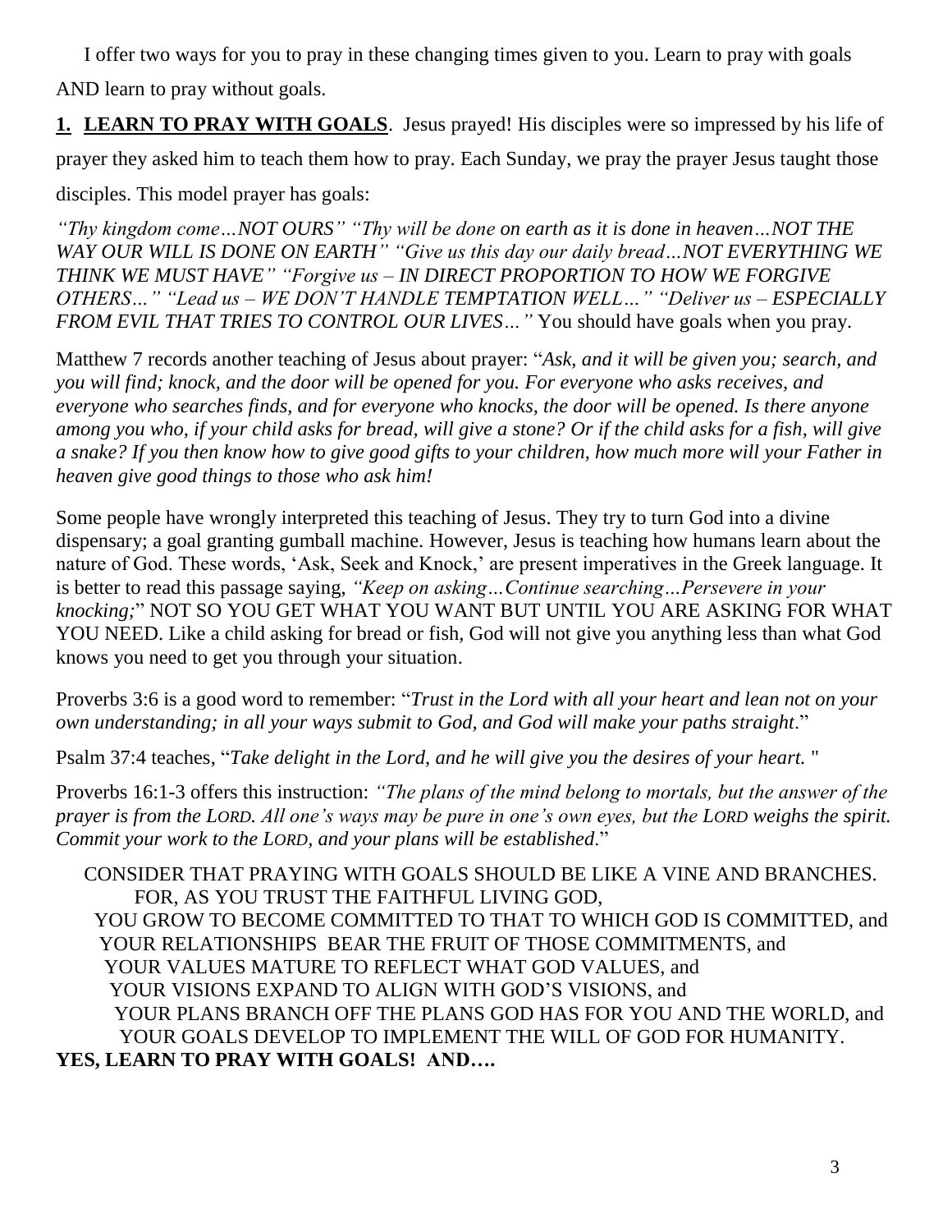I offer two ways for you to pray in these changing times given to you. Learn to pray with goals AND learn to pray without goals.

**1. LEARN TO PRAY WITH GOALS**. Jesus prayed! His disciples were so impressed by his life of prayer they asked him to teach them how to pray. Each Sunday, we pray the prayer Jesus taught those disciples. This model prayer has goals:

*"Thy kingdom come…NOT OURS" "Thy will be done on earth as it is done in heaven…NOT THE WAY OUR WILL IS DONE ON EARTH" "Give us this day our daily bread…NOT EVERYTHING WE THINK WE MUST HAVE" "Forgive us – IN DIRECT PROPORTION TO HOW WE FORGIVE OTHERS…" "Lead us – WE DON'T HANDLE TEMPTATION WELL…" "Deliver us – ESPECIALLY FROM EVIL THAT TRIES TO CONTROL OUR LIVES…"* You should have goals when you pray.

Matthew 7 records another teaching of Jesus about prayer: "*Ask, and it will be given you; search, and you will find; knock, and the door will be opened for you. For everyone who asks receives, and everyone who searches finds, and for everyone who knocks, the door will be opened. Is there anyone among you who, if your child asks for bread, will give a stone? Or if the child asks for a fish, will give a snake? If you then know how to give good gifts to your children, how much more will your Father in heaven give good things to those who ask him!*

Some people have wrongly interpreted this teaching of Jesus. They try to turn God into a divine dispensary; a goal granting gumball machine. However, Jesus is teaching how humans learn about the nature of God. These words, 'Ask, Seek and Knock,' are present imperatives in the Greek language. It is better to read this passage saying, *"Keep on asking…Continue searching…Persevere in your knocking;*" NOT SO YOU GET WHAT YOU WANT BUT UNTIL YOU ARE ASKING FOR WHAT YOU NEED. Like a child asking for bread or fish, God will not give you anything less than what God knows you need to get you through your situation.

Proverbs 3:6 is a good word to remember: "*Trust in the Lord with all your heart and lean not on your own understanding; in all your ways submit to God, and God will make your paths straight*."

Psalm 37:4 teaches, "*Take delight in the Lord, and he will give you the desires of your heart.* "

Proverbs 16:1-3 offers this instruction: *"The plans of the mind belong to mortals, but the answer of the prayer is from the LORD. All one's ways may be pure in one's own eyes, but the LORD weighs the spirit. Commit your work to the LORD, and your plans will be established*."

CONSIDER THAT PRAYING WITH GOALS SHOULD BE LIKE A VINE AND BRANCHES.
FOR, AS YOU TRUST THE FAITHFUL LIVING GOD,
YOU GROW TO BECOME COMMITTED TO THAT TO WHICH GOD IS COMMITTED, and
YOUR RELATIONSHIPS BEAR THE FRUIT OF THOSE COMMITMENTS, and
YOUR VALUES MATURE TO REFLECT WHAT GOD VALUES, and
YOUR VISIONS EXPAND TO ALIGN WITH GOD'S VISIONS, and
YOUR PLANS BRANCH OFF THE PLANS GOD HAS FOR YOU AND THE WORLD, and
YOUR GOALS DEVELOP TO IMPLEMENT THE WILL OF GOD FOR HUMANITY.

**YES, LEARN TO PRAY WITH GOALS! AND….**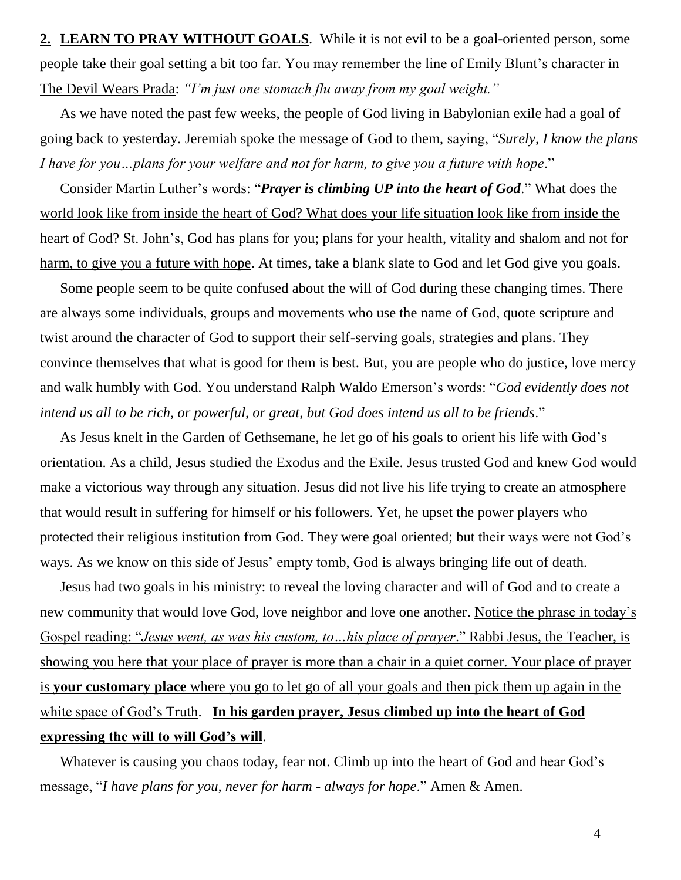**2. LEARN TO PRAY WITHOUT GOALS**. While it is not evil to be a goal-oriented person, some people take their goal setting a bit too far. You may remember the line of Emily Blunt's character in The Devil Wears Prada: *"I'm just one stomach flu away from my goal weight."*

As we have noted the past few weeks, the people of God living in Babylonian exile had a goal of going back to yesterday. Jeremiah spoke the message of God to them, saying, "*Surely, I know the plans I have for you…plans for your welfare and not for harm, to give you a future with hope*."

Consider Martin Luther's words: "***Prayer is climbing UP into the heart of God***." What does the world look like from inside the heart of God? What does your life situation look like from inside the heart of God? St. John's, God has plans for you; plans for your health, vitality and shalom and not for harm, to give you a future with hope. At times, take a blank slate to God and let God give you goals.

Some people seem to be quite confused about the will of God during these changing times. There are always some individuals, groups and movements who use the name of God, quote scripture and twist around the character of God to support their self-serving goals, strategies and plans. They convince themselves that what is good for them is best. But, you are people who do justice, love mercy and walk humbly with God. You understand Ralph Waldo Emerson's words: "*God evidently does not intend us all to be rich, or powerful, or great, but God does intend us all to be friends*."

As Jesus knelt in the Garden of Gethsemane, he let go of his goals to orient his life with God's orientation. As a child, Jesus studied the Exodus and the Exile. Jesus trusted God and knew God would make a victorious way through any situation. Jesus did not live his life trying to create an atmosphere that would result in suffering for himself or his followers. Yet, he upset the power players who protected their religious institution from God. They were goal oriented; but their ways were not God's ways. As we know on this side of Jesus' empty tomb, God is always bringing life out of death.

Jesus had two goals in his ministry: to reveal the loving character and will of God and to create a new community that would love God, love neighbor and love one another. Notice the phrase in today's Gospel reading: "*Jesus went, as was his custom, to…his place of prayer*." Rabbi Jesus, the Teacher, is showing you here that your place of prayer is more than a chair in a quiet corner. Your place of prayer is **your customary place** where you go to let go of all your goals and then pick them up again in the white space of God's Truth. **In his garden prayer, Jesus climbed up into the heart of God expressing the will to will God's will**.

Whatever is causing you chaos today, fear not. Climb up into the heart of God and hear God's message, "*I have plans for you, never for harm - always for hope*." Amen & Amen.